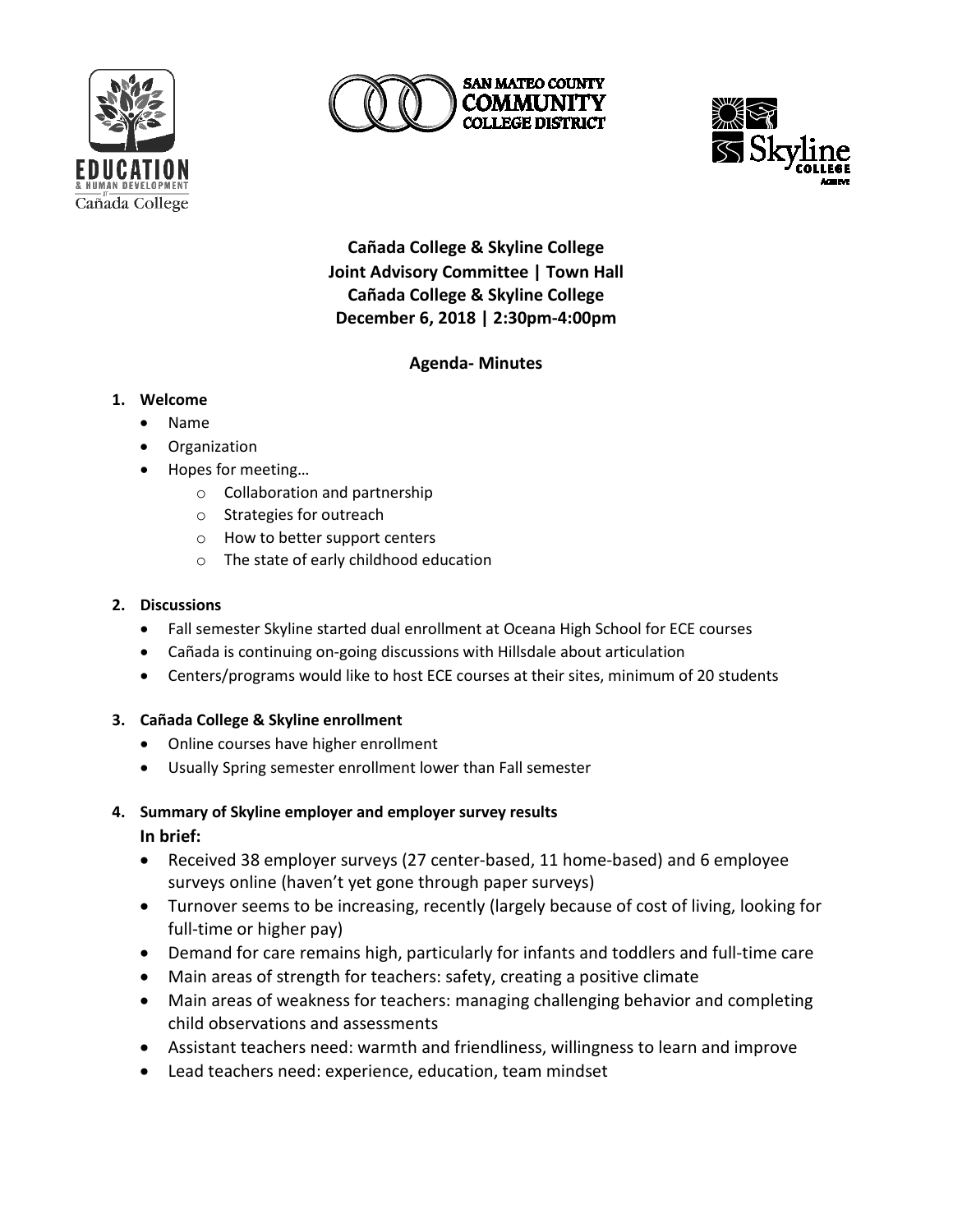**Cañada College & Skyline College**
**Joint Advisory Committee | Town Hall**
**Cañada College & Skyline College**
**December 6, 2018 | 2:30pm-4:00pm**

**Agenda- Minutes**

1. **Welcome**
   - Name
   - Organization
   - Hopes for meeting…
     - Collaboration and partnership
     - Strategies for outreach
     - How to better support centers
     - The state of early childhood education

2. **Discussions**
   - Fall semester Skyline started dual enrollment at Oceana High School for ECE courses
   - Cañada is continuing on-going discussions with Hillsdale about articulation
   - Centers/programs would like to host ECE courses at their sites, minimum of 20 students

3. **Cañada College & Skyline enrollment**
   - Online courses have higher enrollment
   - Usually Spring semester enrollment lower than Fall semester

4. **Summary of Skyline employer and employer survey results**

   **In brief:**
   - Received 38 employer surveys (27 center-based, 11 home-based) and 6 employee surveys online (haven't yet gone through paper surveys)
   - Turnover seems to be increasing, recently (largely because of cost of living, looking for full-time or higher pay)
   - Demand for care remains high, particularly for infants and toddlers and full-time care
   - Main areas of strength for teachers: safety, creating a positive climate
   - Main areas of weakness for teachers: managing challenging behavior and completing child observations and assessments
   - Assistant teachers need: warmth and friendliness, willingness to learn and improve
   - Lead teachers need: experience, education, team mindset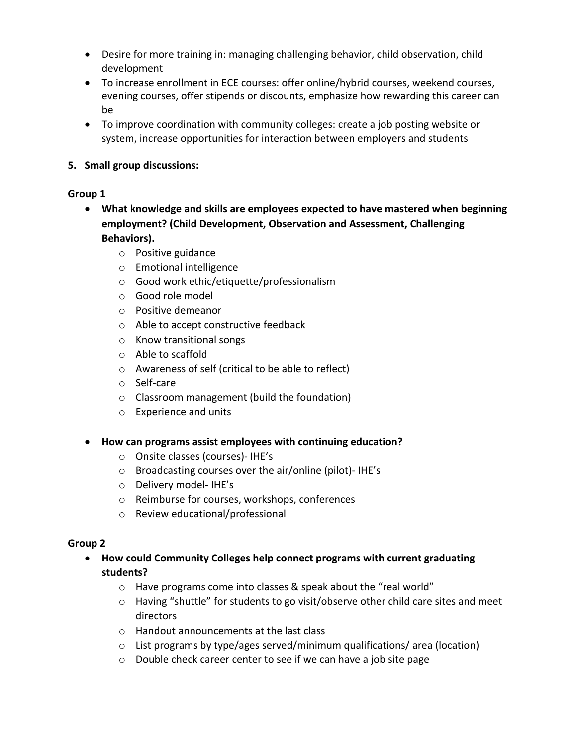- Desire for more training in: managing challenging behavior, child observation, child development
- To increase enrollment in ECE courses: offer online/hybrid courses, weekend courses, evening courses, offer stipends or discounts, emphasize how rewarding this career can be
- To improve coordination with community colleges: create a job posting website or system, increase opportunities for interaction between employers and students

**5. Small group discussions:**

**Group 1**

- **What knowledge and skills are employees expected to have mastered when beginning employment? (Child Development, Observation and Assessment, Challenging Behaviors).**
  - Positive guidance
  - Emotional intelligence
  - Good work ethic/etiquette/professionalism
  - Good role model
  - Positive demeanor
  - Able to accept constructive feedback
  - Know transitional songs
  - Able to scaffold
  - Awareness of self (critical to be able to reflect)
  - Self-care
  - Classroom management (build the foundation)
  - Experience and units

- **How can programs assist employees with continuing education?**
  - Onsite classes (courses)- IHE's
  - Broadcasting courses over the air/online (pilot)- IHE's
  - Delivery model- IHE's
  - Reimburse for courses, workshops, conferences
  - Review educational/professional

**Group 2**

- **How could Community Colleges help connect programs with current graduating students?**
  - Have programs come into classes & speak about the "real world"
  - Having "shuttle" for students to go visit/observe other child care sites and meet directors
  - Handout announcements at the last class
  - List programs by type/ages served/minimum qualifications/ area (location)
  - Double check career center to see if we can have a job site page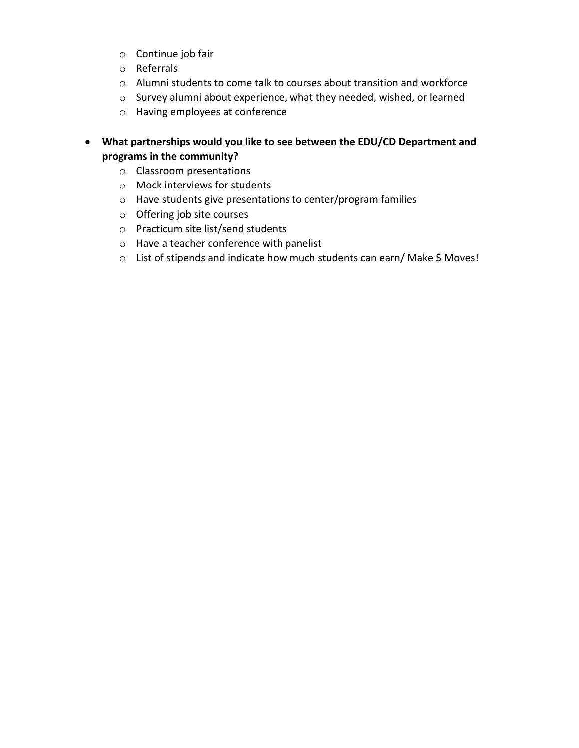- Continue job fair
  - Referrals
  - Alumni students to come talk to courses about transition and workforce
  - Survey alumni about experience, what they needed, wished, or learned
  - Having employees at conference

- **What partnerships would you like to see between the EDU/CD Department and programs in the community?**
  - Classroom presentations
  - Mock interviews for students
  - Have students give presentations to center/program families
  - Offering job site courses
  - Practicum site list/send students
  - Have a teacher conference with panelist
  - List of stipends and indicate how much students can earn/ Make $ Moves!